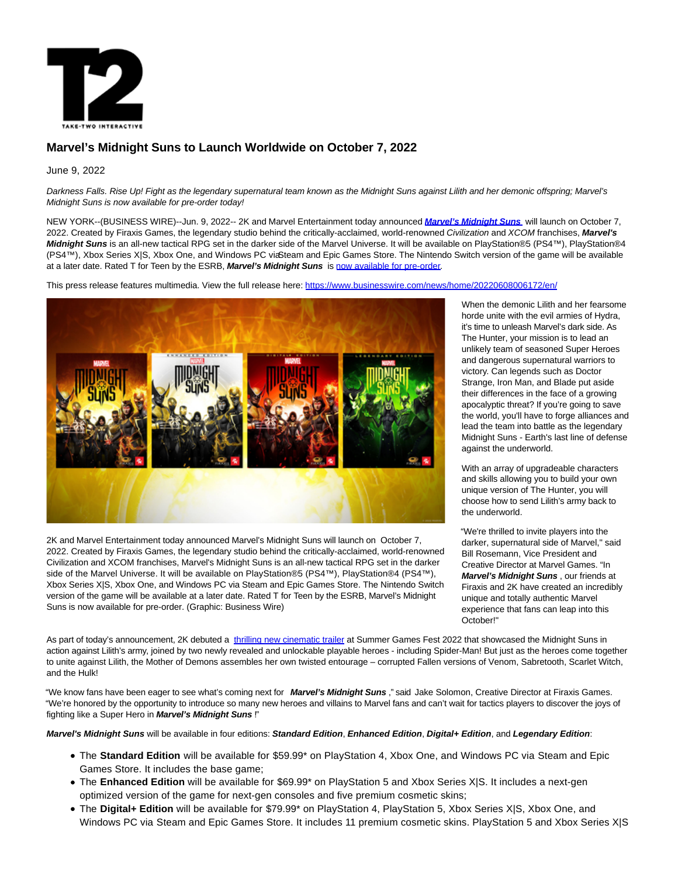# Marvel's Midnight Suns to Launch Worldwide on October 7, 2022

June 9, 2022

*Darkness Falls. Rise Up! Fight as the legendary supernatural team known as the Midnight Suns against Lilith and her demonic offspring; Marvel's Midnight Suns is now available for pre-order today!*

NEW YORK--(BUSINESS WIRE)--Jun. 9, 2022-- 2K and Marvel Entertainment today announced ***Marvel's Midnight Suns*** will launch on October 7, 2022. Created by Firaxis Games, the legendary studio behind the critically-acclaimed, world-renowned *Civilization* and *XCOM* franchises, ***Marvel's Midnight Suns*** is an all-new tactical RPG set in the darker side of the Marvel Universe. It will be available on PlayStation®5 (PS4™), PlayStation®4 (PS4™), Xbox Series X|S, Xbox One, and Windows PC via Steam and Epic Games Store. The Nintendo Switch version of the game will be available at a later date. Rated T for Teen by the ESRB, ***Marvel's Midnight Suns*** is now available for pre-order.

This press release features multimedia. View the full release here: https://www.businesswire.com/news/home/20220608006172/en/

2K and Marvel Entertainment today announced Marvel's Midnight Suns will launch on October 7, 2022. Created by Firaxis Games, the legendary studio behind the critically-acclaimed, world-renowned Civilization and XCOM franchises, Marvel's Midnight Suns is an all-new tactical RPG set in the darker side of the Marvel Universe. It will be available on PlayStation®5 (PS4™), PlayStation®4 (PS4™), Xbox Series X|S, Xbox One, and Windows PC via Steam and Epic Games Store. The Nintendo Switch version of the game will be available at a later date. Rated T for Teen by the ESRB, Marvel's Midnight Suns is now available for pre-order. (Graphic: Business Wire)

When the demonic Lilith and her fearsome horde unite with the evil armies of Hydra, it's time to unleash Marvel's dark side. As The Hunter, your mission is to lead an unlikely team of seasoned Super Heroes and dangerous supernatural warriors to victory. Can legends such as Doctor Strange, Iron Man, and Blade put aside their differences in the face of a growing apocalyptic threat? If you're going to save the world, you'll have to forge alliances and lead the team into battle as the legendary Midnight Suns - Earth's last line of defense against the underworld.

With an array of upgradeable characters and skills allowing you to build your own unique version of The Hunter, you will choose how to send Lilith's army back to the underworld.

"We're thrilled to invite players into the darker, supernatural side of Marvel," said Bill Rosemann, Vice President and Creative Director at Marvel Games. "In ***Marvel's Midnight Suns***, our friends at Firaxis and 2K have created an incredibly unique and totally authentic Marvel experience that fans can leap into this October!"

As part of today's announcement, 2K debuted a thrilling new cinematic trailer at Summer Games Fest 2022 that showcased the Midnight Suns in action against Lilith's army, joined by two newly revealed and unlockable playable heroes - including Spider-Man! But just as the heroes come together to unite against Lilith, the Mother of Demons assembles her own twisted entourage – corrupted Fallen versions of Venom, Sabretooth, Scarlet Witch, and the Hulk!

"We know fans have been eager to see what's coming next for ***Marvel's Midnight Suns***," said Jake Solomon, Creative Director at Firaxis Games. "We're honored by the opportunity to introduce so many new heroes and villains to Marvel fans and can't wait for tactics players to discover the joys of fighting like a Super Hero in ***Marvel's Midnight Suns***!"

***Marvel's Midnight Suns*** will be available in four editions: ***Standard Edition***, ***Enhanced Edition***, ***Digital+ Edition***, and ***Legendary Edition***:

- The **Standard Edition** will be available for $59.99* on PlayStation 4, Xbox One, and Windows PC via Steam and Epic Games Store. It includes the base game;
- The **Enhanced Edition** will be available for $69.99* on PlayStation 5 and Xbox Series X|S. It includes a next-gen optimized version of the game for next-gen consoles and five premium cosmetic skins;
- The **Digital+ Edition** will be available for $79.99* on PlayStation 4, PlayStation 5, Xbox Series X|S, Xbox One, and Windows PC via Steam and Epic Games Store. It includes 11 premium cosmetic skins. PlayStation 5 and Xbox Series X|S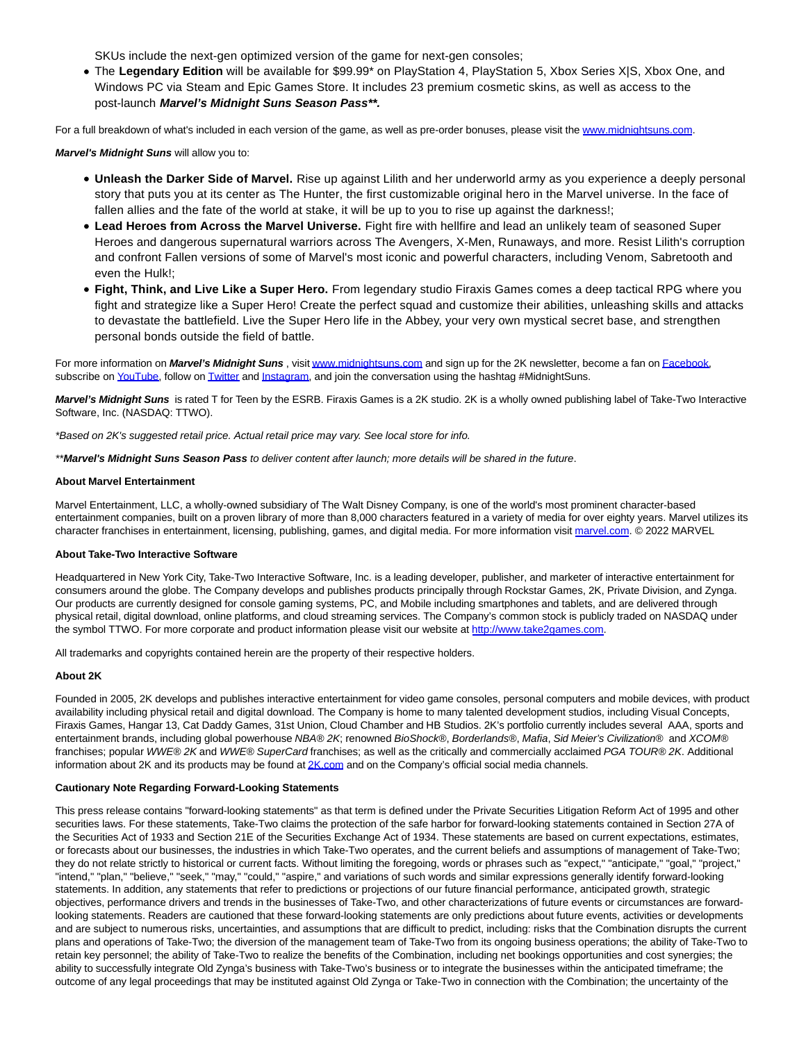SKUs include the next-gen optimized version of the game for next-gen consoles;

- The **Legendary Edition** will be available for $99.99* on PlayStation 4, PlayStation 5, Xbox Series X|S, Xbox One, and Windows PC via Steam and Epic Games Store. It includes 23 premium cosmetic skins, as well as access to the post-launch ***Marvel's Midnight Suns Season Pass*****.

For a full breakdown of what's included in each version of the game, as well as pre-order bonuses, please visit the [www.midnightsuns.com](www.midnightsuns.com).

***Marvel's Midnight Suns*** will allow you to:

- **Unleash the Darker Side of Marvel.** Rise up against Lilith and her underworld army as you experience a deeply personal story that puts you at its center as The Hunter, the first customizable original hero in the Marvel universe. In the face of fallen allies and the fate of the world at stake, it will be up to you to rise up against the darkness!;
- **Lead Heroes from Across the Marvel Universe.** Fight fire with hellfire and lead an unlikely team of seasoned Super Heroes and dangerous supernatural warriors across The Avengers, X-Men, Runaways, and more. Resist Lilith's corruption and confront Fallen versions of some of Marvel's most iconic and powerful characters, including Venom, Sabretooth and even the Hulk!;
- **Fight, Think, and Live Like a Super Hero.** From legendary studio Firaxis Games comes a deep tactical RPG where you fight and strategize like a Super Hero! Create the perfect squad and customize their abilities, unleashing skills and attacks to devastate the battlefield. Live the Super Hero life in the Abbey, your very own mystical secret base, and strengthen personal bonds outside the field of battle.

For more information on ***Marvel's Midnight Suns*** , visit [www.midnightsuns.com](www.midnightsuns.com) and sign up for the 2K newsletter, become a fan on Facebook, subscribe on YouTube, follow on Twitter and Instagram, and join the conversation using the hashtag #MidnightSuns.

***Marvel's Midnight Suns*** is rated T for Teen by the ESRB. Firaxis Games is a 2K studio. 2K is a wholly owned publishing label of Take-Two Interactive Software, Inc. (NASDAQ: TTWO).

*\*Based on 2K's suggested retail price. Actual retail price may vary. See local store for info.*

*\*\****Marvel's Midnight Suns Season Pass*** *to deliver content after launch; more details will be shared in the future*.

**About Marvel Entertainment**

Marvel Entertainment, LLC, a wholly-owned subsidiary of The Walt Disney Company, is one of the world's most prominent character-based entertainment companies, built on a proven library of more than 8,000 characters featured in a variety of media for over eighty years. Marvel utilizes its character franchises in entertainment, licensing, publishing, games, and digital media. For more information visit [marvel.com](marvel.com). © 2022 MARVEL

**About Take-Two Interactive Software**

Headquartered in New York City, Take-Two Interactive Software, Inc. is a leading developer, publisher, and marketer of interactive entertainment for consumers around the globe. The Company develops and publishes products principally through Rockstar Games, 2K, Private Division, and Zynga. Our products are currently designed for console gaming systems, PC, and Mobile including smartphones and tablets, and are delivered through physical retail, digital download, online platforms, and cloud streaming services. The Company's common stock is publicly traded on NASDAQ under the symbol TTWO. For more corporate and product information please visit our website at [http://www.take2games.com](http://www.take2games.com).

All trademarks and copyrights contained herein are the property of their respective holders.

**About 2K**

Founded in 2005, 2K develops and publishes interactive entertainment for video game consoles, personal computers and mobile devices, with product availability including physical retail and digital download. The Company is home to many talented development studios, including Visual Concepts, Firaxis Games, Hangar 13, Cat Daddy Games, 31st Union, Cloud Chamber and HB Studios. 2K's portfolio currently includes several AAA, sports and entertainment brands, including global powerhouse *NBA® 2K*; renowned *BioShock®*, *Borderlands®*, *Mafia*, *Sid Meier's Civilization®* and *XCOM®* franchises; popular *WWE® 2K* and *WWE® SuperCard* franchises; as well as the critically and commercially acclaimed *PGA TOUR® 2K*. Additional information about 2K and its products may be found at [2K.com](2K.com) and on the Company's official social media channels.

**Cautionary Note Regarding Forward-Looking Statements**

This press release contains "forward-looking statements" as that term is defined under the Private Securities Litigation Reform Act of 1995 and other securities laws. For these statements, Take-Two claims the protection of the safe harbor for forward-looking statements contained in Section 27A of the Securities Act of 1933 and Section 21E of the Securities Exchange Act of 1934. These statements are based on current expectations, estimates, or forecasts about our businesses, the industries in which Take-Two operates, and the current beliefs and assumptions of management of Take-Two; they do not relate strictly to historical or current facts. Without limiting the foregoing, words or phrases such as "expect," "anticipate," "goal," "project," "intend," "plan," "believe," "seek," "may," "could," "aspire," and variations of such words and similar expressions generally identify forward-looking statements. In addition, any statements that refer to predictions or projections of our future financial performance, anticipated growth, strategic objectives, performance drivers and trends in the businesses of Take-Two, and other characterizations of future events or circumstances are forward-looking statements. Readers are cautioned that these forward-looking statements are only predictions about future events, activities or developments and are subject to numerous risks, uncertainties, and assumptions that are difficult to predict, including: risks that the Combination disrupts the current plans and operations of Take-Two; the diversion of the management team of Take-Two from its ongoing business operations; the ability of Take-Two to retain key personnel; the ability of Take-Two to realize the benefits of the Combination, including net bookings opportunities and cost synergies; the ability to successfully integrate Old Zynga's business with Take-Two's business or to integrate the businesses within the anticipated timeframe; the outcome of any legal proceedings that may be instituted against Old Zynga or Take-Two in connection with the Combination; the uncertainty of the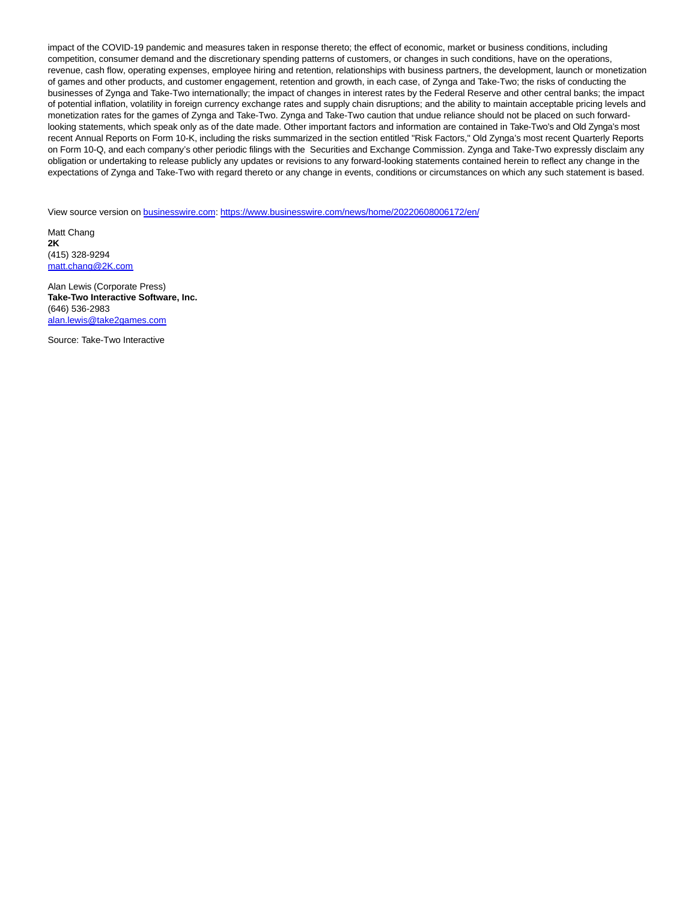impact of the COVID-19 pandemic and measures taken in response thereto; the effect of economic, market or business conditions, including competition, consumer demand and the discretionary spending patterns of customers, or changes in such conditions, have on the operations, revenue, cash flow, operating expenses, employee hiring and retention, relationships with business partners, the development, launch or monetization of games and other products, and customer engagement, retention and growth, in each case, of Zynga and Take-Two; the risks of conducting the businesses of Zynga and Take-Two internationally; the impact of changes in interest rates by the Federal Reserve and other central banks; the impact of potential inflation, volatility in foreign currency exchange rates and supply chain disruptions; and the ability to maintain acceptable pricing levels and monetization rates for the games of Zynga and Take-Two. Zynga and Take-Two caution that undue reliance should not be placed on such forward-looking statements, which speak only as of the date made. Other important factors and information are contained in Take-Two's and Old Zynga's most recent Annual Reports on Form 10-K, including the risks summarized in the section entitled "Risk Factors," Old Zynga's most recent Quarterly Reports on Form 10-Q, and each company's other periodic filings with the Securities and Exchange Commission. Zynga and Take-Two expressly disclaim any obligation or undertaking to release publicly any updates or revisions to any forward-looking statements contained herein to reflect any change in the expectations of Zynga and Take-Two with regard thereto or any change in events, conditions or circumstances on which any such statement is based.

View source version on [businesswire.com](https://www.businesswire.com): [https://www.businesswire.com/news/home/20220608006172/en/](https://www.businesswire.com/news/home/20220608006172/en/)

Matt Chang
**2K**
(415) 328-9294
[matt.chang@2K.com](mailto:matt.chang@2K.com)

Alan Lewis (Corporate Press)
**Take-Two Interactive Software, Inc.**
(646) 536-2983
[alan.lewis@take2games.com](mailto:alan.lewis@take2games.com)

Source: Take-Two Interactive